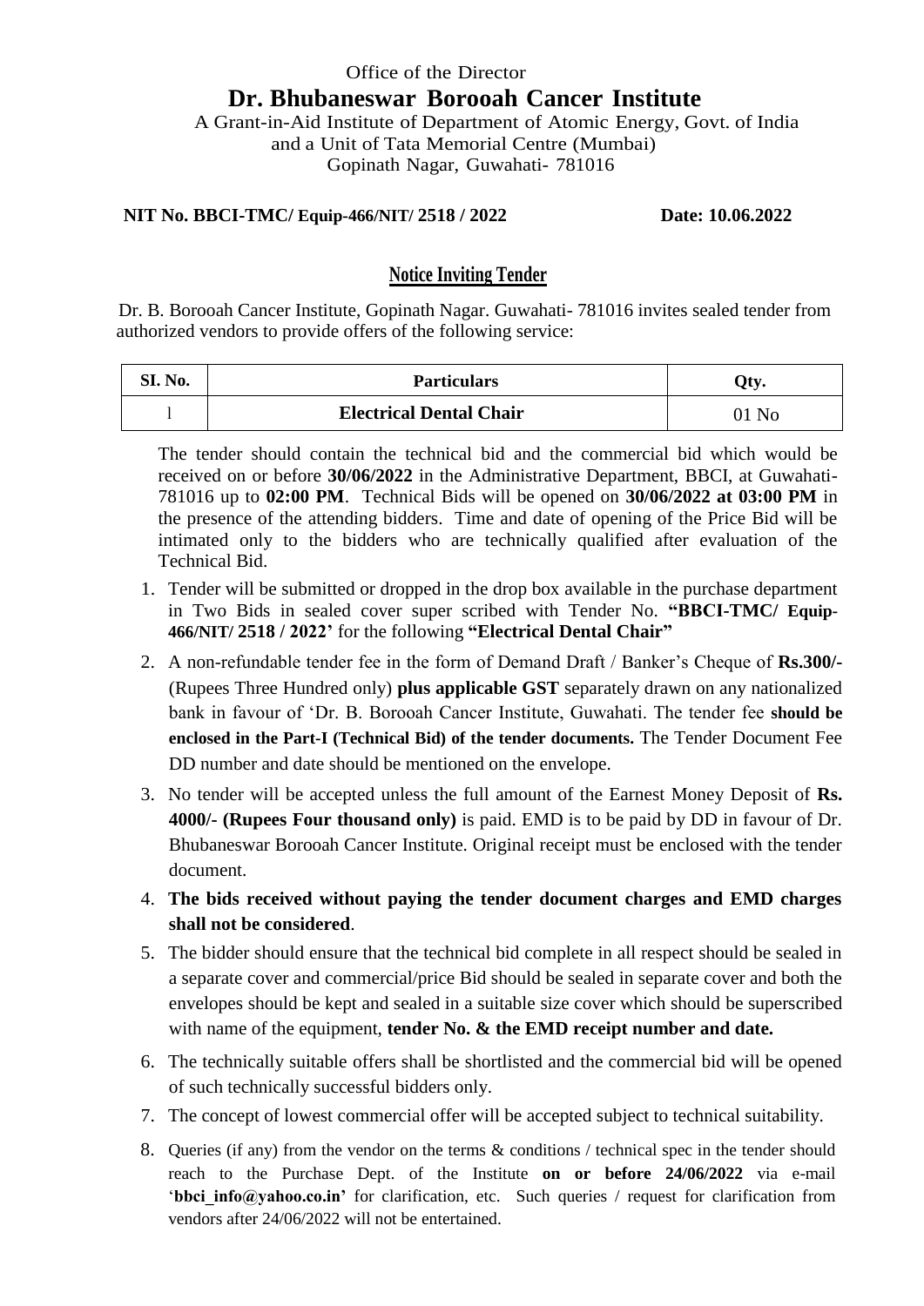Office of the Director

# Dr. Bhubaneswar Borooah Cancer Institute

A Grant-in-Aid Institute of Department of Atomic Energy, Govt. of India
and a Unit of Tata Memorial Centre (Mumbai)
Gopinath Nagar, Guwahati- 781016

**NIT No. BBCI-TMC/ Equip-466/NIT/ 2518 / 2022** **Date: 10.06.2022**

## Notice Inviting Tender

Dr. B. Borooah Cancer Institute, Gopinath Nagar. Guwahati- 781016 invites sealed tender from authorized vendors to provide offers of the following service:

| SI. No. | Particulars | Qty. |
|---|---|---|
| 1 | **Electrical Dental Chair** | 01 No |

The tender should contain the technical bid and the commercial bid which would be received on or before **30/06/2022** in the Administrative Department, BBCI, at Guwahati-781016 up to **02:00 PM**. Technical Bids will be opened on **30/06/2022 at 03:00 PM** in the presence of the attending bidders. Time and date of opening of the Price Bid will be intimated only to the bidders who are technically qualified after evaluation of the Technical Bid.

1. Tender will be submitted or dropped in the drop box available in the purchase department in Two Bids in sealed cover super scribed with Tender No. **"BBCI-TMC/ Equip-466/NIT/ 2518 / 2022'** for the following **"Electrical Dental Chair"**
2. A non-refundable tender fee in the form of Demand Draft / Banker's Cheque of **Rs.300/-** (Rupees Three Hundred only) **plus applicable GST** separately drawn on any nationalized bank in favour of 'Dr. B. Borooah Cancer Institute, Guwahati. The tender fee **should be enclosed in the Part-I (Technical Bid) of the tender documents.** The Tender Document Fee DD number and date should be mentioned on the envelope.
3. No tender will be accepted unless the full amount of the Earnest Money Deposit of **Rs. 4000/- (Rupees Four thousand only)** is paid. EMD is to be paid by DD in favour of Dr. Bhubaneswar Borooah Cancer Institute. Original receipt must be enclosed with the tender document.
4. **The bids received without paying the tender document charges and EMD charges shall not be considered**.
5. The bidder should ensure that the technical bid complete in all respect should be sealed in a separate cover and commercial/price Bid should be sealed in separate cover and both the envelopes should be kept and sealed in a suitable size cover which should be superscribed with name of the equipment, **tender No. & the EMD receipt number and date.**
6. The technically suitable offers shall be shortlisted and the commercial bid will be opened of such technically successful bidders only.
7. The concept of lowest commercial offer will be accepted subject to technical suitability.
8. Queries (if any) from the vendor on the terms & conditions / technical spec in the tender should reach to the Purchase Dept. of the Institute **on or before 24/06/2022** via e-mail '**bbci_info@yahoo.co.in**' for clarification, etc. Such queries / request for clarification from vendors after 24/06/2022 will not be entertained.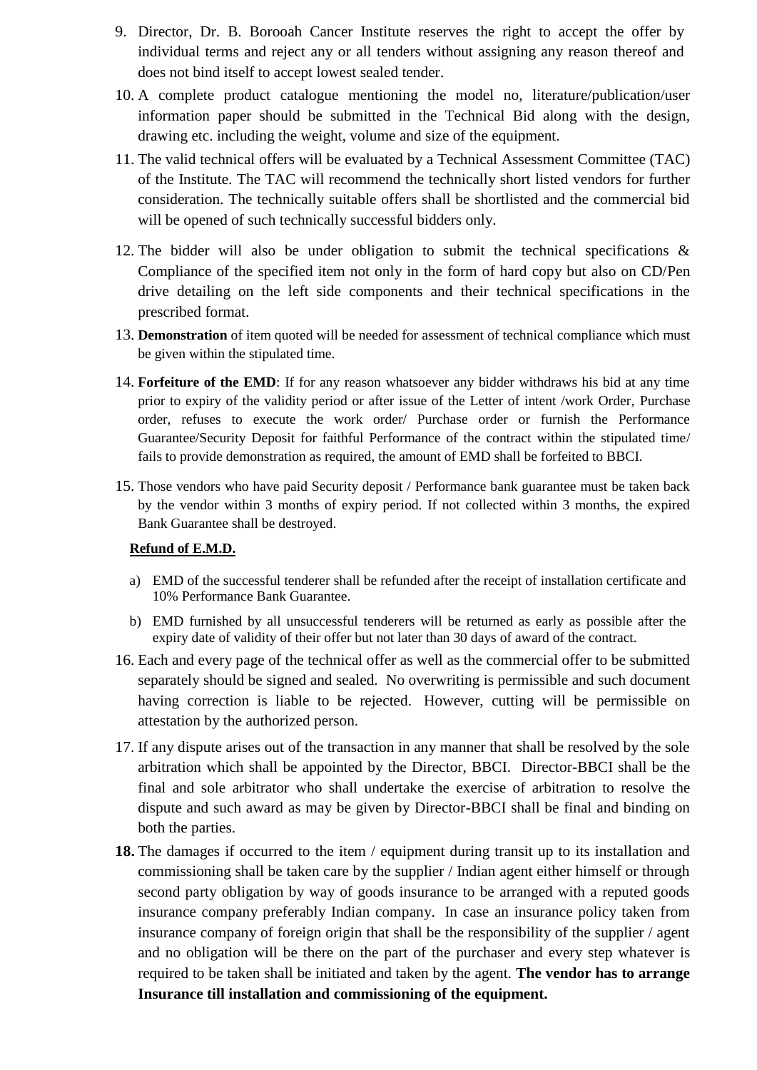9. Director, Dr. B. Borooah Cancer Institute reserves the right to accept the offer by individual terms and reject any or all tenders without assigning any reason thereof and does not bind itself to accept lowest sealed tender.
10. A complete product catalogue mentioning the model no, literature/publication/user information paper should be submitted in the Technical Bid along with the design, drawing etc. including the weight, volume and size of the equipment.
11. The valid technical offers will be evaluated by a Technical Assessment Committee (TAC) of the Institute. The TAC will recommend the technically short listed vendors for further consideration. The technically suitable offers shall be shortlisted and the commercial bid will be opened of such technically successful bidders only.
12. The bidder will also be under obligation to submit the technical specifications & Compliance of the specified item not only in the form of hard copy but also on CD/Pen drive detailing on the left side components and their technical specifications in the prescribed format.
13. **Demonstration** of item quoted will be needed for assessment of technical compliance which must be given within the stipulated time.
14. **Forfeiture of the EMD**: If for any reason whatsoever any bidder withdraws his bid at any time prior to expiry of the validity period or after issue of the Letter of intent /work Order, Purchase order, refuses to execute the work order/ Purchase order or furnish the Performance Guarantee/Security Deposit for faithful Performance of the contract within the stipulated time/ fails to provide demonstration as required, the amount of EMD shall be forfeited to BBCI.
15. Those vendors who have paid Security deposit / Performance bank guarantee must be taken back by the vendor within 3 months of expiry period. If not collected within 3 months, the expired Bank Guarantee shall be destroyed.

**Refund of E.M.D.**

a) EMD of the successful tenderer shall be refunded after the receipt of installation certificate and 10% Performance Bank Guarantee.

b) EMD furnished by all unsuccessful tenderers will be returned as early as possible after the expiry date of validity of their offer but not later than 30 days of award of the contract.

16. Each and every page of the technical offer as well as the commercial offer to be submitted separately should be signed and sealed. No overwriting is permissible and such document having correction is liable to be rejected. However, cutting will be permissible on attestation by the authorized person.
17. If any dispute arises out of the transaction in any manner that shall be resolved by the sole arbitration which shall be appointed by the Director, BBCI. Director-BBCI shall be the final and sole arbitrator who shall undertake the exercise of arbitration to resolve the dispute and such award as may be given by Director-BBCI shall be final and binding on both the parties.
18. The damages if occurred to the item / equipment during transit up to its installation and commissioning shall be taken care by the supplier / Indian agent either himself or through second party obligation by way of goods insurance to be arranged with a reputed goods insurance company preferably Indian company. In case an insurance policy taken from insurance company of foreign origin that shall be the responsibility of the supplier / agent and no obligation will be there on the part of the purchaser and every step whatever is required to be taken shall be initiated and taken by the agent. **The vendor has to arrange Insurance till installation and commissioning of the equipment.**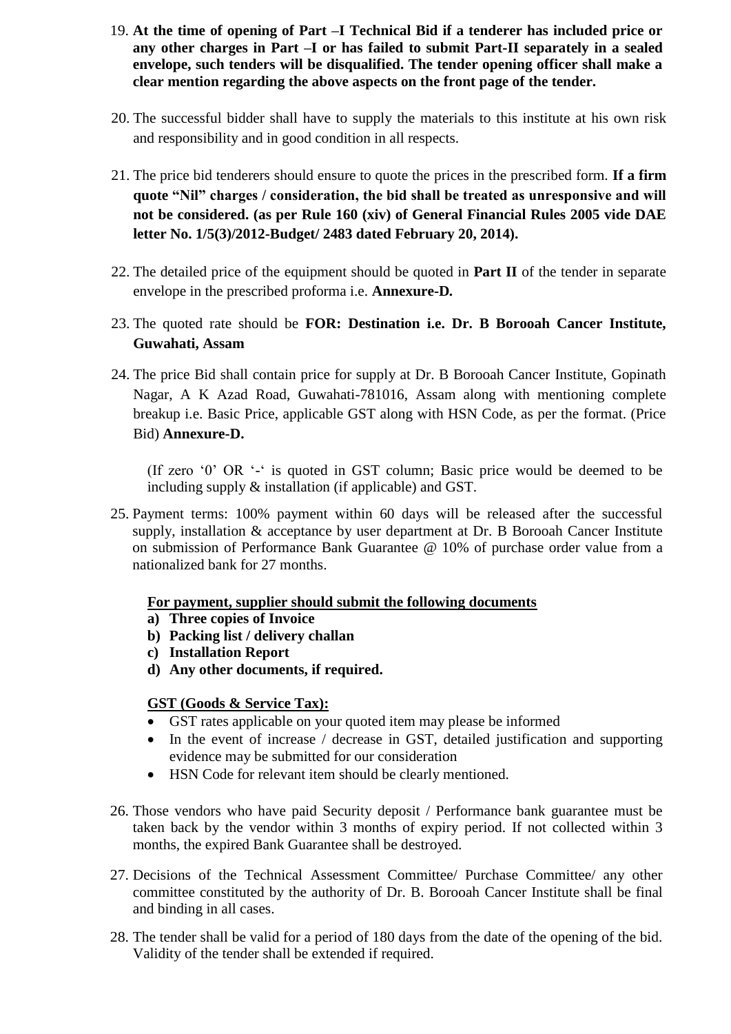19. **At the time of opening of Part –I Technical Bid if a tenderer has included price or any other charges in Part –I or has failed to submit Part-II separately in a sealed envelope, such tenders will be disqualified. The tender opening officer shall make a clear mention regarding the above aspects on the front page of the tender.**

20. The successful bidder shall have to supply the materials to this institute at his own risk and responsibility and in good condition in all respects.

21. The price bid tenderers should ensure to quote the prices in the prescribed form. **If a firm quote "Nil" charges / consideration, the bid shall be treated as unresponsive and will not be considered. (as per Rule 160 (xiv) of General Financial Rules 2005 vide DAE letter No. 1/5(3)/2012-Budget/ 2483 dated February 20, 2014).**

22. The detailed price of the equipment should be quoted in **Part II** of the tender in separate envelope in the prescribed proforma i.e. **Annexure-D.**

23. The quoted rate should be **FOR: Destination i.e. Dr. B Borooah Cancer Institute, Guwahati, Assam**

24. The price Bid shall contain price for supply at Dr. B Borooah Cancer Institute, Gopinath Nagar, A K Azad Road, Guwahati-781016, Assam along with mentioning complete breakup i.e. Basic Price, applicable GST along with HSN Code, as per the format. (Price Bid) **Annexure-D.**

    (If zero '0' OR '-' is quoted in GST column; Basic price would be deemed to be including supply & installation (if applicable) and GST.

25. Payment terms: 100% payment within 60 days will be released after the successful supply, installation & acceptance by user department at Dr. B Borooah Cancer Institute on submission of Performance Bank Guarantee @ 10% of purchase order value from a nationalized bank for 27 months.

    **For payment, supplier should submit the following documents**
    
    **a) Three copies of Invoice**
    **b) Packing list / delivery challan**
    **c) Installation Report**
    **d) Any other documents, if required.**

    **GST (Goods & Service Tax):**
    - GST rates applicable on your quoted item may please be informed
    - In the event of increase / decrease in GST, detailed justification and supporting evidence may be submitted for our consideration
    - HSN Code for relevant item should be clearly mentioned.

26. Those vendors who have paid Security deposit / Performance bank guarantee must be taken back by the vendor within 3 months of expiry period. If not collected within 3 months, the expired Bank Guarantee shall be destroyed.

27. Decisions of the Technical Assessment Committee/ Purchase Committee/ any other committee constituted by the authority of Dr. B. Borooah Cancer Institute shall be final and binding in all cases.

28. The tender shall be valid for a period of 180 days from the date of the opening of the bid. Validity of the tender shall be extended if required.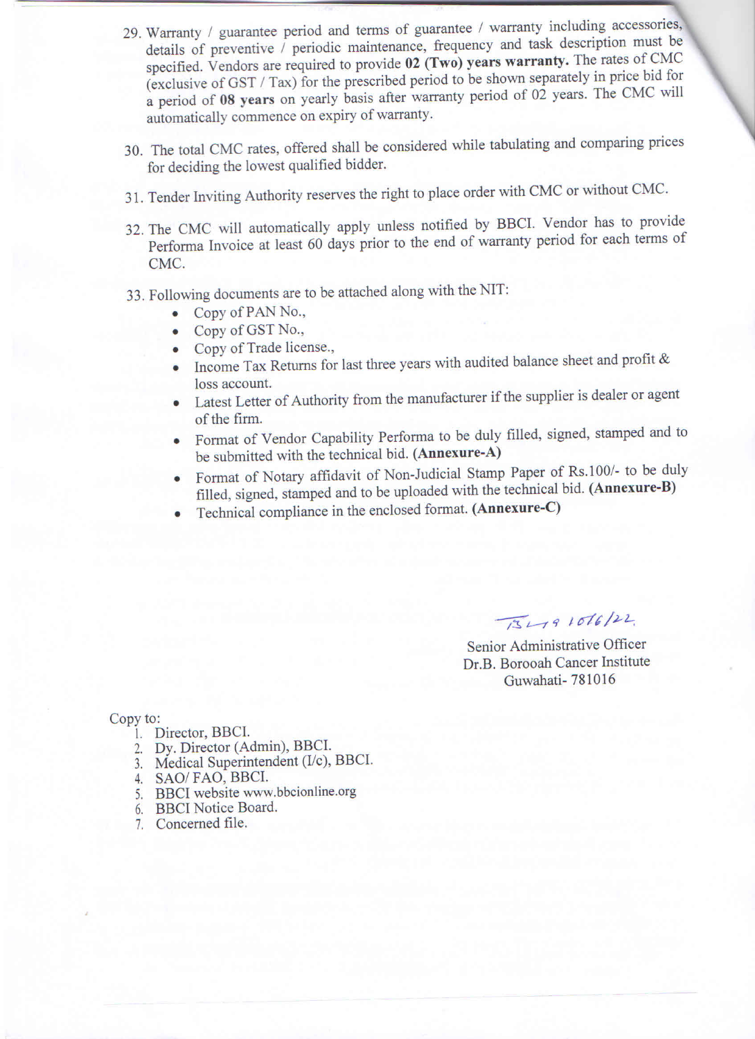29. Warranty / guarantee period and terms of guarantee / warranty including accessories, details of preventive / periodic maintenance, frequency and task description must be specified. Vendors are required to provide **02 (Two) years warranty.** The rates of CMC (exclusive of GST / Tax) for the prescribed period to be shown separately in price bid for a period of **08 years** on yearly basis after warranty period of 02 years. The CMC will automatically commence on expiry of warranty.

30. The total CMC rates, offered shall be considered while tabulating and comparing prices for deciding the lowest qualified bidder.

31. Tender Inviting Authority reserves the right to place order with CMC or without CMC.

32. The CMC will automatically apply unless notified by BBCI. Vendor has to provide Performa Invoice at least 60 days prior to the end of warranty period for each terms of CMC.

33. Following documents are to be attached along with the NIT:
    - Copy of PAN No.,
    - Copy of GST No.,
    - Copy of Trade license.,
    - Income Tax Returns for last three years with audited balance sheet and profit & loss account.
    - Latest Letter of Authority from the manufacturer if the supplier is dealer or agent of the firm.
    - Format of Vendor Capability Performa to be duly filled, signed, stamped and to be submitted with the technical bid. **(Annexure-A)**
    - Format of Notary affidavit of Non-Judicial Stamp Paper of Rs.100/- to be duly filled, signed, stamped and to be uploaded with the technical bid. **(Annexure-B)**
    - Technical compliance in the enclosed format. **(Annexure-C)**

Sd/- 10/6/22

Senior Administrative Officer
Dr.B. Borooah Cancer Institute
Guwahati- 781016

Copy to:
1. Director, BBCI.
2. Dy. Director (Admin), BBCI.
3. Medical Superintendent (I/c), BBCI.
4. SAO/ FAO, BBCI.
5. BBCI website www.bbcionline.org
6. BBCI Notice Board.
7. Concerned file.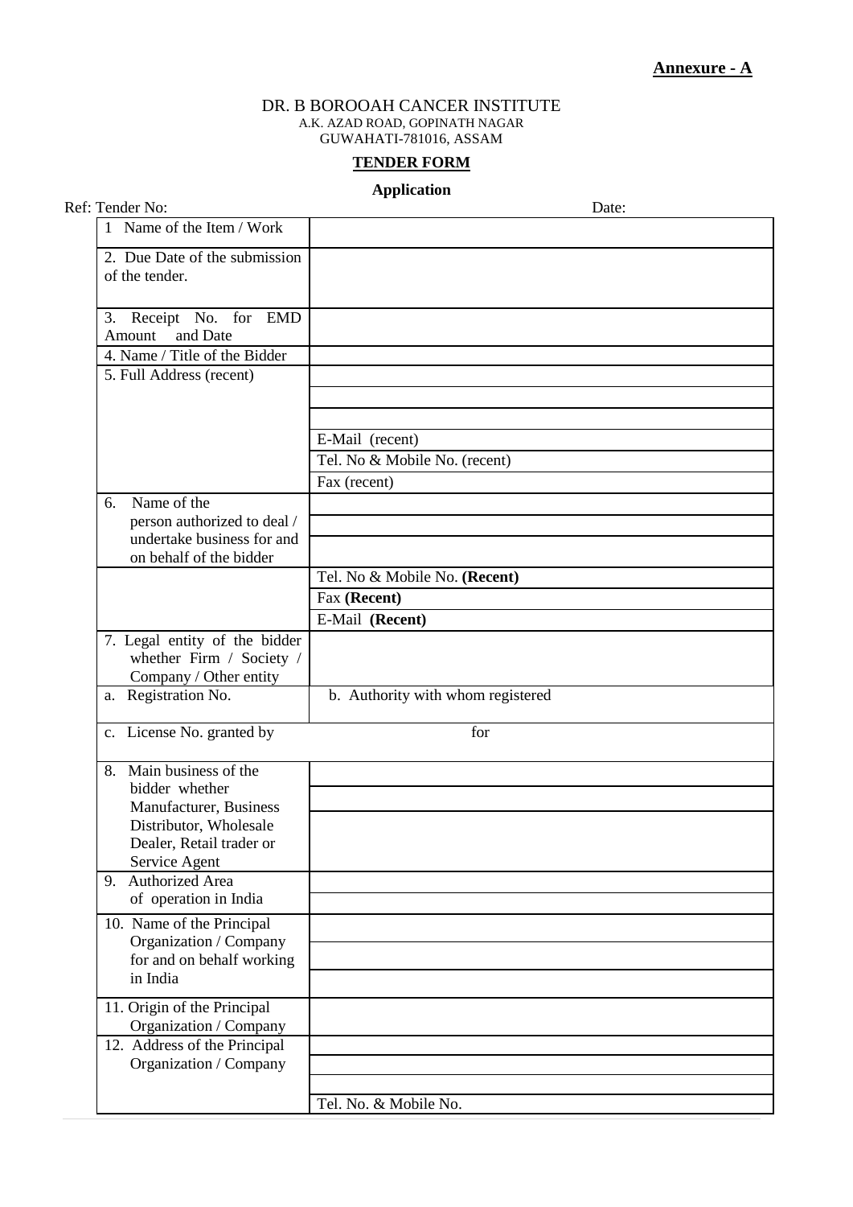**Annexure - A**

DR. B BOROOAH CANCER INSTITUTE
A.K. AZAD ROAD, GOPINATH NAGAR
GUWAHATI-781016, ASSAM

**TENDER FORM**

**Application**

Ref: Tender No: Date:

| | |
|---|---|
| 1 Name of the Item / Work | |
| 2. Due Date of the submission of the tender. | |
| 3. Receipt No. for EMD Amount and Date | |
| 4. Name / Title of the Bidder | |
| 5. Full Address (recent) | |
| | |
| | |
| | E-Mail (recent) |
| | Tel. No & Mobile No. (recent) |
| | Fax (recent) |
| 6. Name of the person authorized to deal / undertake business for and on behalf of the bidder | |
| | |
| | |
| | Tel. No & Mobile No. **(Recent)** |
| | Fax **(Recent)** |
| | E-Mail **(Recent)** |
| 7. Legal entity of the bidder whether Firm / Society / Company / Other entity | |
| a. Registration No. | b. Authority with whom registered |
| c. License No. granted by | for |
| 8. Main business of the bidder whether Manufacturer, Business Distributor, Wholesale Dealer, Retail trader or Service Agent | |
| | |
| | |
| 9. Authorized Area of operation in India | |
| | |
| 10. Name of the Principal Organization / Company for and on behalf working in India | |
| | |
| | |
| 11. Origin of the Principal Organization / Company | |
| 12. Address of the Principal Organization / Company | |
| | |
| | |
| | Tel. No. & Mobile No. |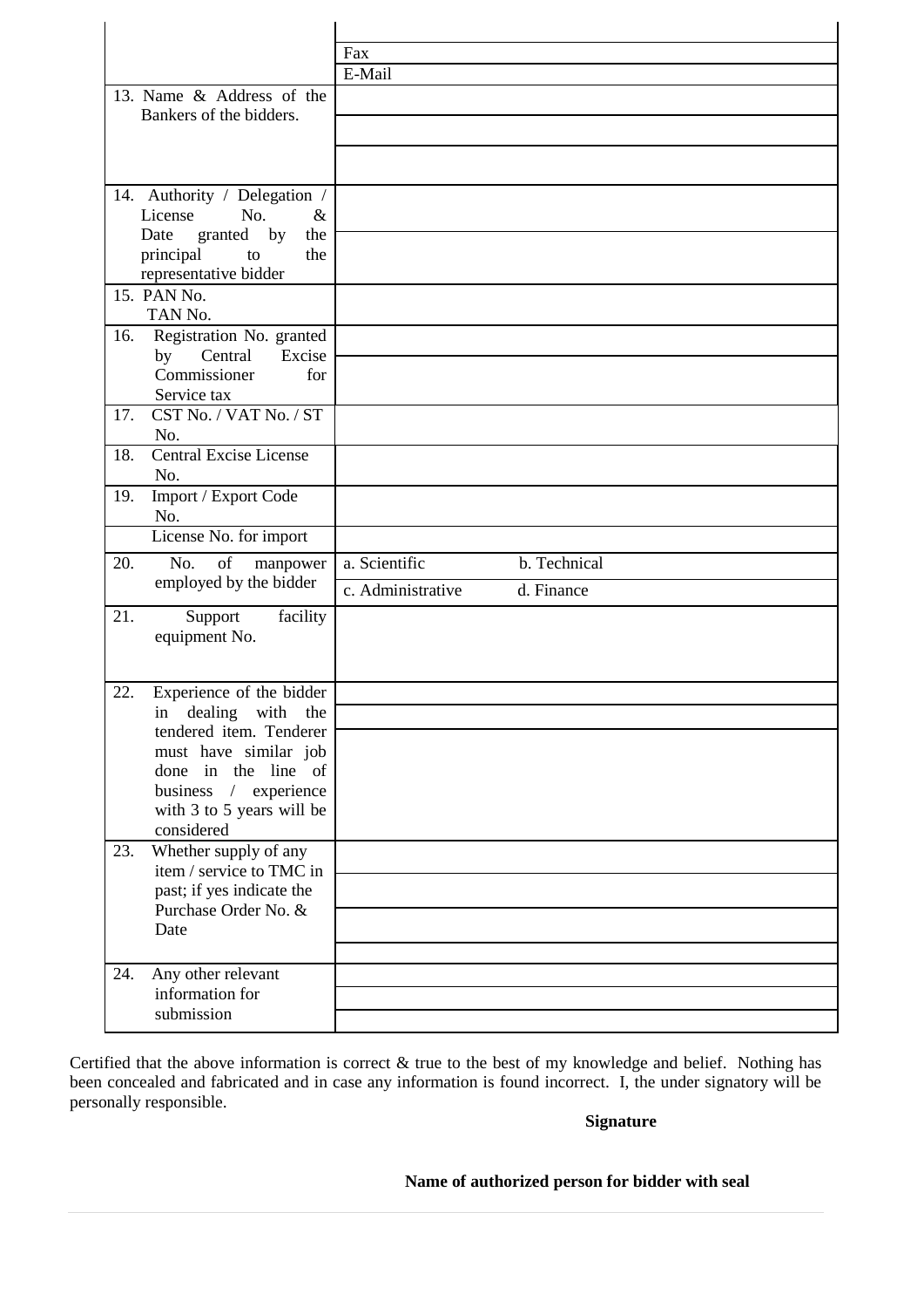| | |
|---|---|
| | |
| | Fax |
| | E-Mail |
| 13. Name & Address of the Bankers of the bidders. | |
| 14. Authority / Delegation / License No. & Date granted by the principal to the representative bidder | |
| 15. PAN No. TAN No. | |
| 16. Registration No. granted by Central Excise Commissioner for Service tax | |
| 17. CST No. / VAT No. / ST No. | |
| 18. Central Excise License No. | |
| 19. Import / Export Code No. | |
| License No. for import | |
| 20. No. of manpower employed by the bidder | a. Scientific b. Technical |
| | c. Administrative d. Finance |
| 21. Support facility equipment No. | |
| 22. Experience of the bidder in dealing with the tendered item. Tenderer must have similar job done in the line of business / experience with 3 to 5 years will be considered | |
| 23. Whether supply of any item / service to TMC in past; if yes indicate the Purchase Order No. & Date | |
| 24. Any other relevant information for submission | |

Certified that the above information is correct & true to the best of my knowledge and belief. Nothing has been concealed and fabricated and in case any information is found incorrect. I, the under signatory will be personally responsible.

**Signature**

**Name of authorized person for bidder with seal**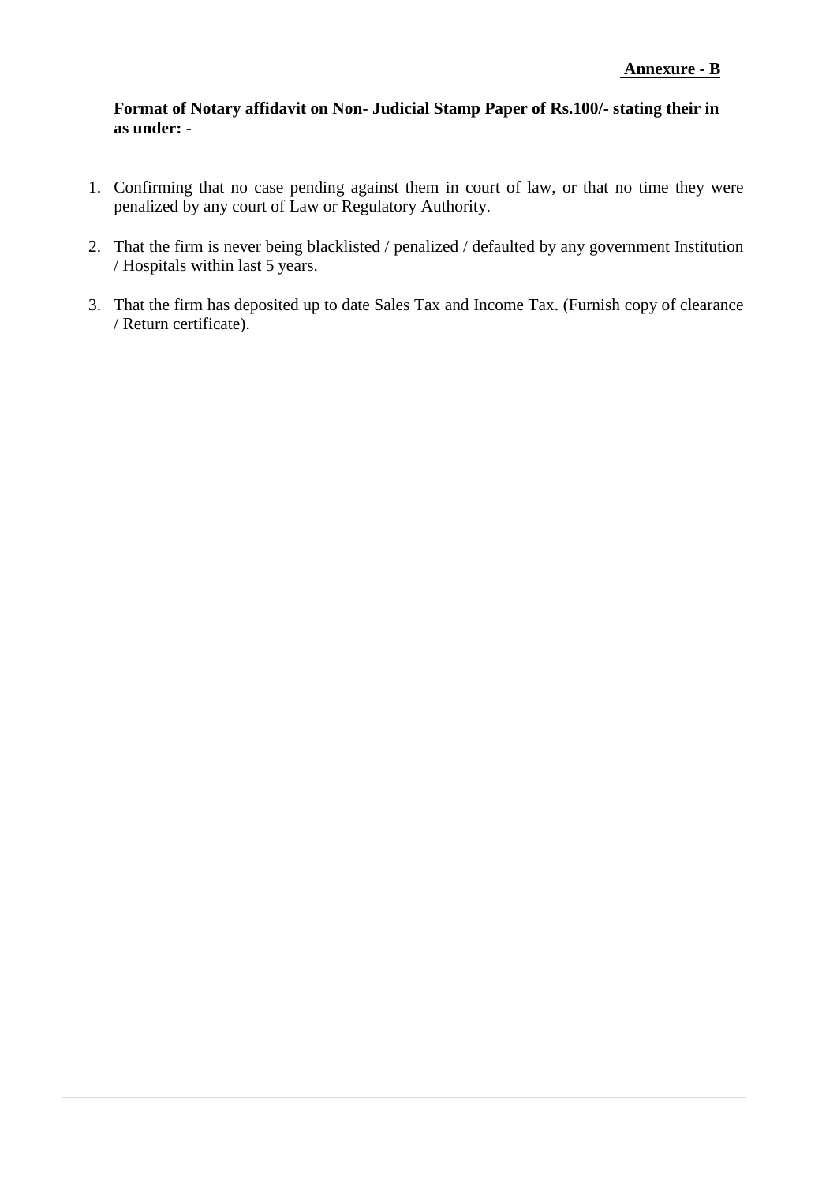**Annexure - B**

**Format of Notary affidavit on Non- Judicial Stamp Paper of Rs.100/- stating their in as under: -**

1. Confirming that no case pending against them in court of law, or that no time they were penalized by any court of Law or Regulatory Authority.

2. That the firm is never being blacklisted / penalized / defaulted by any government Institution / Hospitals within last 5 years.

3. That the firm has deposited up to date Sales Tax and Income Tax. (Furnish copy of clearance / Return certificate).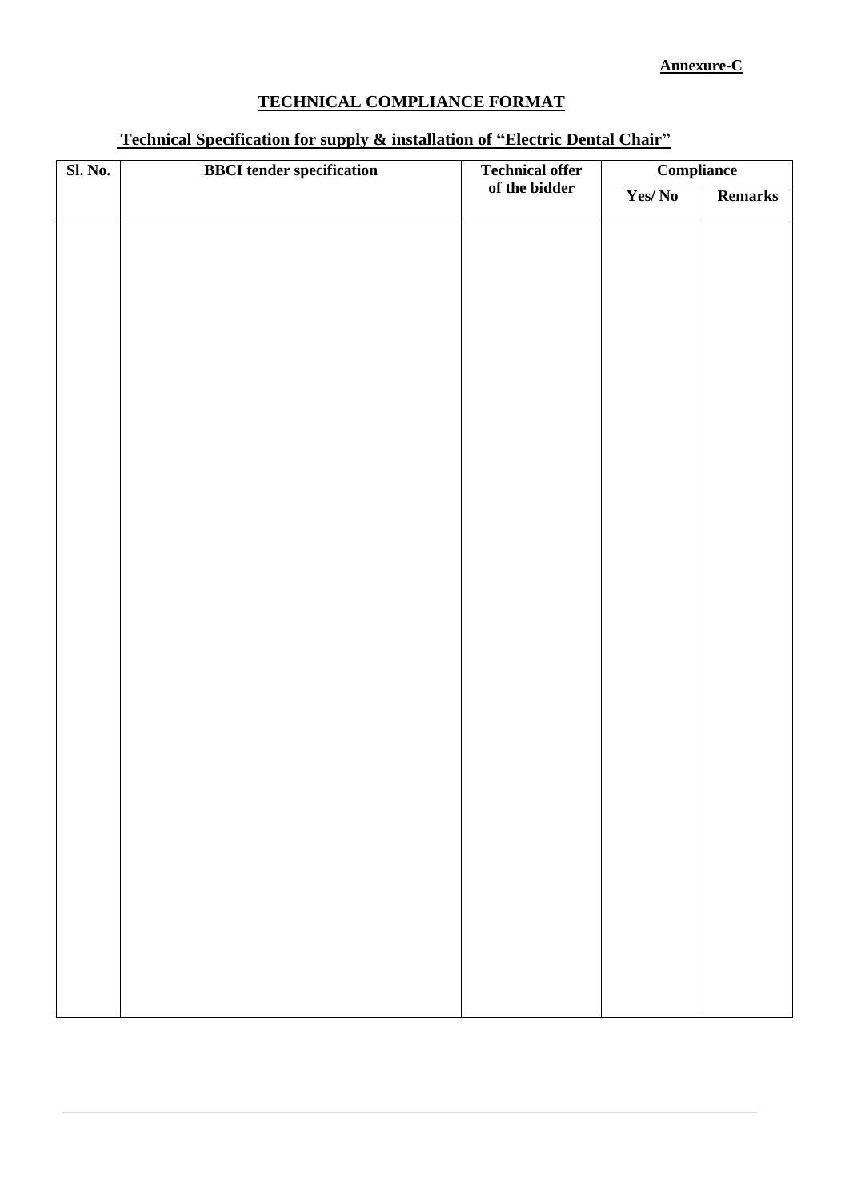**Annexure-C**

# TECHNICAL COMPLIANCE FORMAT

## Technical Specification for supply & installation of "Electric Dental Chair"

| Sl. No. | BBCI tender specification | Technical offer of the bidder | Compliance | |
|---|---|---|---|---|
| | | | Yes/ No | Remarks |
| | | | | |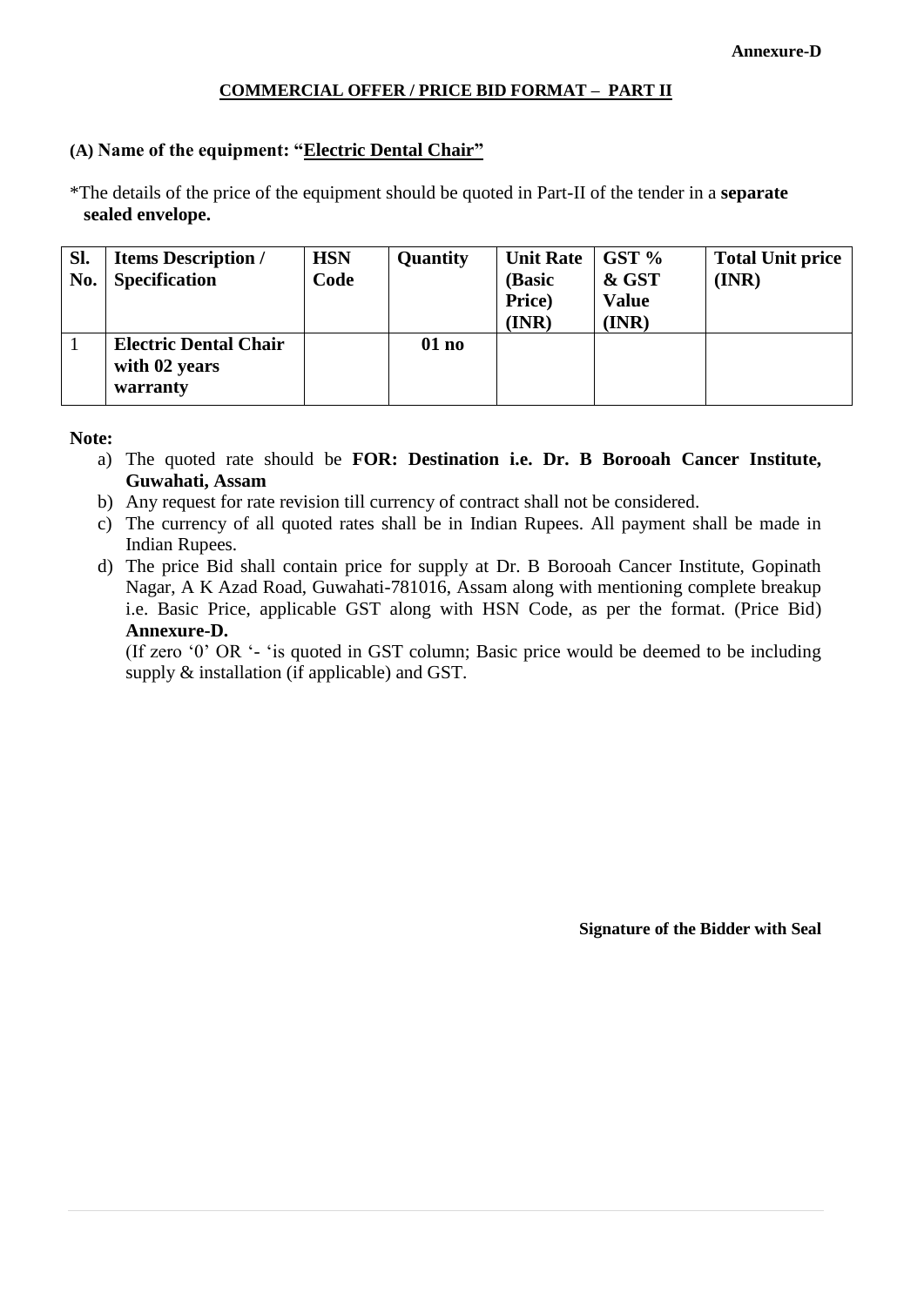**Annexure-D**

## COMMERCIAL OFFER / PRICE BID FORMAT – PART II

**(A) Name of the equipment: "Electric Dental Chair"**

*The details of the price of the equipment should be quoted in Part-II of the tender in a **separate sealed envelope.**

| Sl. No. | Items Description / Specification | HSN Code | Quantity | Unit Rate (Basic Price) (INR) | GST % & GST Value (INR) | Total Unit price (INR) |
|---|---|---|---|---|---|---|
| 1 | **Electric Dental Chair with 02 years warranty** | | **01 no** | | | |

**Note:**

a) The quoted rate should be **FOR: Destination i.e. Dr. B Borooah Cancer Institute, Guwahati, Assam**

b) Any request for rate revision till currency of contract shall not be considered.

c) The currency of all quoted rates shall be in Indian Rupees. All payment shall be made in Indian Rupees.

d) The price Bid shall contain price for supply at Dr. B Borooah Cancer Institute, Gopinath Nagar, A K Azad Road, Guwahati-781016, Assam along with mentioning complete breakup i.e. Basic Price, applicable GST along with HSN Code, as per the format. (Price Bid) **Annexure-D.**

(If zero '0' OR '- 'is quoted in GST column; Basic price would be deemed to be including supply & installation (if applicable) and GST.

**Signature of the Bidder with Seal**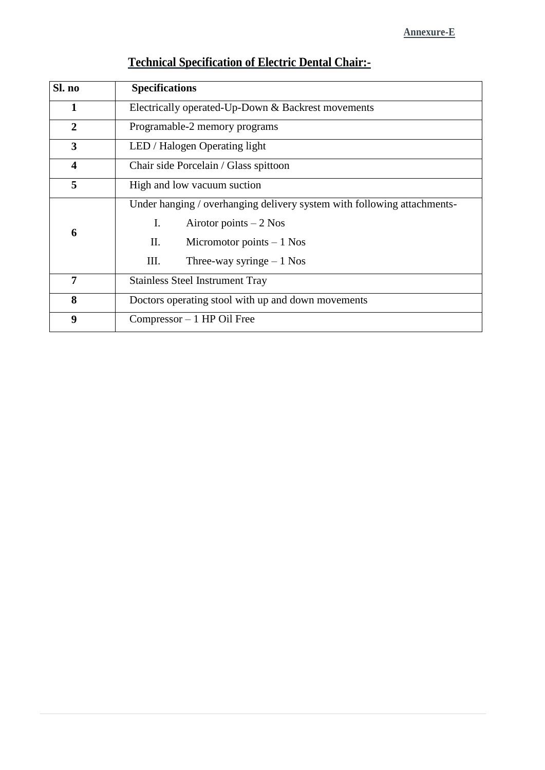**Annexure-E**

# Technical Specification of Electric Dental Chair:-

| Sl. no | Specifications |
|---|---|
| 1 | Electrically operated-Up-Down & Backrest movements |
| 2 | Programable-2 memory programs |
| 3 | LED / Halogen Operating light |
| 4 | Chair side Porcelain / Glass spittoon |
| 5 | High and low vacuum suction |
| 6 | Under hanging / overhanging delivery system with following attachments-<br>I. Airotor points – 2 Nos<br>II. Micromotor points – 1 Nos<br>III. Three-way syringe – 1 Nos |
| 7 | Stainless Steel Instrument Tray |
| 8 | Doctors operating stool with up and down movements |
| 9 | Compressor – 1 HP Oil Free |